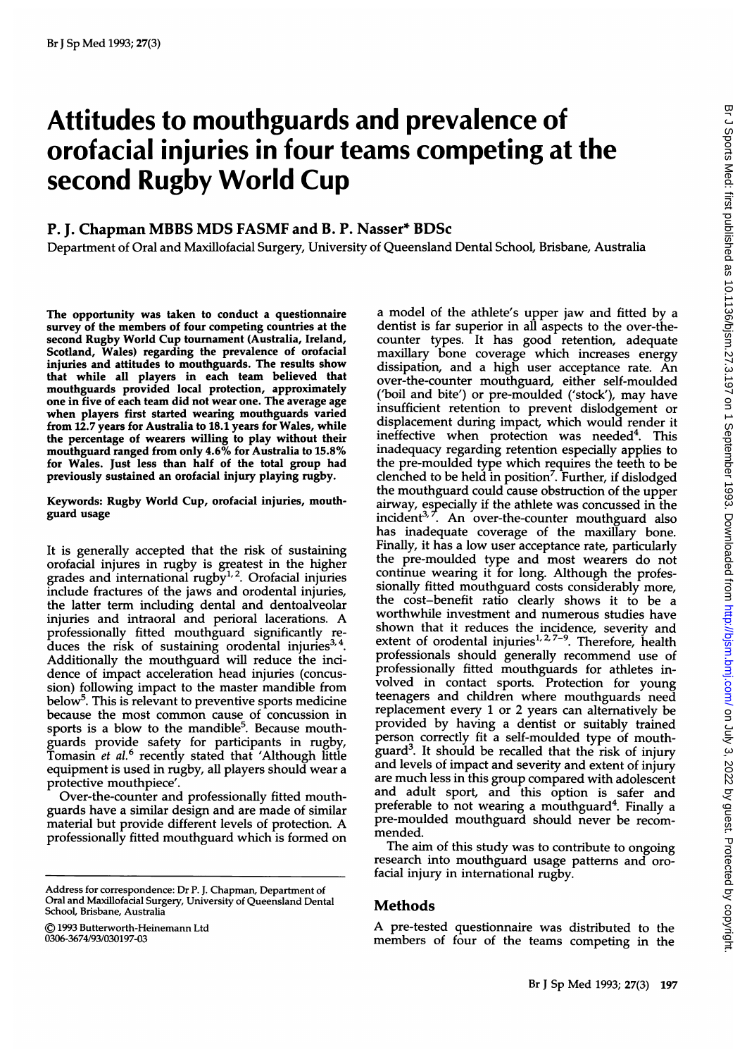# Attitudes to mouthguards and prevalence of orofacial injuries in four teams competing at the second Rugby World Cup

## P. J. Chapman MBBS MDS FASMF and B. P. Nasser* BDSc

Department of Oral and Maxillofacial Surgery, University of Queensland Dental School, Brisbane, Australia

**The opportunity was taken to conduct a questionnaire survey of the members of four competing countries at the second Rugby World Cup tournament (Australia, Ireland, Scotland, Wales) regarding the prevalence of orofacial injuries and attitudes to mouthguards. The results show that while all players in each team believed that mouthguards provided local protection, approximately one in five of each team did not wear one. The average age when players first started wearing mouthguards varied from 12.7 years for Australia to 18.1 years for Wales, while the percentage of wearers willing to play without their mouthguard ranged from only 4.6% for Australia to 15.8% for Wales. Just less than half of the total group had previously sustained an orofacial injury playing rugby.**

**Keywords: Rugby World Cup, orofacial injuries, mouthguard usage**

It is generally accepted that the risk of sustaining orofacial injures in rugby is greatest in the higher grades and international rugby[1,2]. Orofacial injuries include fractures of the jaws and orodental injuries, the latter term including dental and dentoalveolar injuries and intraoral and perioral lacerations. A professionally fitted mouthguard significantly reduces the risk of sustaining orodental injuries[3,4]. Additionally the mouthguard will reduce the incidence of impact acceleration head injuries (concussion) following impact to the master mandible from below[5]. This is relevant to preventive sports medicine because the most common cause of concussion in sports is a blow to the mandible[5]. Because mouthguards provide safety for participants in rugby, Tomasin *et al.*[6] recently stated that 'Although little equipment is used in rugby, all players should wear a protective mouthpiece'.

Over-the-counter and professionally fitted mouthguards have a similar design and are made of similar material but provide different levels of protection. A professionally fitted mouthguard which is formed on a model of the athlete's upper jaw and fitted by a dentist is far superior in all aspects to the over-the-counter types. It has good retention, adequate maxillary bone coverage which increases energy dissipation, and a high user acceptance rate. An over-the-counter mouthguard, either self-moulded ('boil and bite') or pre-moulded ('stock'), may have insufficient retention to prevent dislodgement or displacement during impact, which would render it ineffective when protection was needed[4]. This inadequacy regarding retention especially applies to the pre-moulded type which requires the teeth to be clenched to be held in position[7]. Further, if dislodged the mouthguard could cause obstruction of the upper airway, especially if the athlete was concussed in the incident[3,7]. An over-the-counter mouthguard also has inadequate coverage of the maxillary bone. Finally, it has a low user acceptance rate, particularly the pre-moulded type and most wearers do not continue wearing it for long. Although the professionally fitted mouthguard costs considerably more, the cost–benefit ratio clearly shows it to be a worthwhile investment and numerous studies have shown that it reduces the incidence, severity and extent of orodental injuries[1,2,7–9]. Therefore, health professionals should generally recommend use of professionally fitted mouthguards for athletes involved in contact sports. Protection for young teenagers and children where mouthguards need replacement every 1 or 2 years can alternatively be provided by having a dentist or suitably trained person correctly fit a self-moulded type of mouthguard[3]. It should be recalled that the risk of injury and levels of impact and severity and extent of injury are much less in this group compared with adolescent and adult sport, and this option is safer and preferable to not wearing a mouthguard[4]. Finally a pre-moulded mouthguard should never be recommended.

The aim of this study was to contribute to ongoing research into mouthguard usage patterns and orofacial injury in international rugby.

## Methods

A pre-tested questionnaire was distributed to the members of four of the teams competing in the

Address for correspondence: Dr P. J. Chapman, Department of Oral and Maxillofacial Surgery, University of Queensland Dental School, Brisbane, Australia

© 1993 Butterworth-Heinemann Ltd
0306-3674/93/030197-03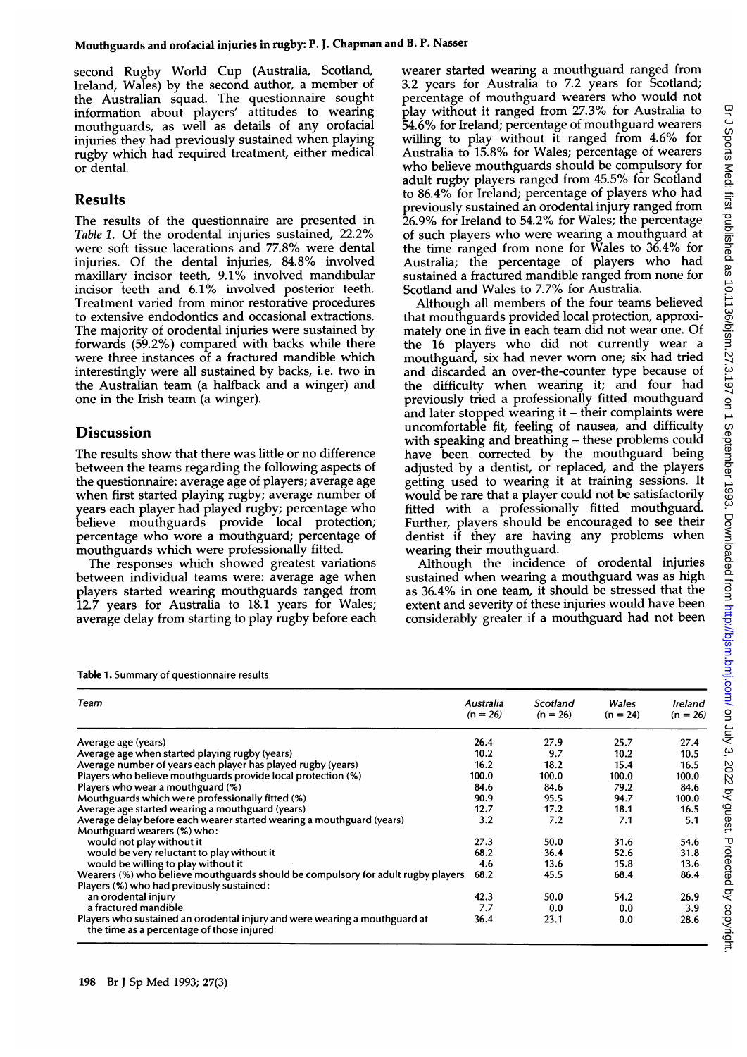second Rugby World Cup (Australia, Scotland, Ireland, Wales) by the second author, a member of the Australian squad. The questionnaire sought information about players' attitudes to wearing mouthguards, as well as details of any orofacial injuries they had previously sustained when playing rugby which had required treatment, either medical or dental.

## Results

The results of the questionnaire are presented in *Table 1*. Of the orodental injuries sustained, 22.2% were soft tissue lacerations and 77.8% were dental injuries. Of the dental injuries, 84.8% involved maxillary incisor teeth, 9.1% involved mandibular incisor teeth and 6.1% involved posterior teeth. Treatment varied from minor restorative procedures to extensive endodontics and occasional extractions. The majority of orodental injuries were sustained by forwards (59.2%) compared with backs while there were three instances of a fractured mandible which interestingly were all sustained by backs, i.e. two in the Australian team (a halfback and a winger) and one in the Irish team (a winger).

## Discussion

The results show that there was little or no difference between the teams regarding the following aspects of the questionnaire: average age of players; average age when first started playing rugby; average number of years each player had played rugby; percentage who believe mouthguards provide local protection; percentage who wore a mouthguard; percentage of mouthguards which were professionally fitted.

The responses which showed greatest variations between individual teams were: average age when players started wearing mouthguards ranged from 12.7 years for Australia to 18.1 years for Wales; average delay from starting to play rugby before each wearer started wearing a mouthguard ranged from 3.2 years for Australia to 7.2 years for Scotland; percentage of mouthguard wearers who would not play without it ranged from 27.3% for Australia to 54.6% for Ireland; percentage of mouthguard wearers willing to play without it ranged from 4.6% for Australia to 15.8% for Wales; percentage of wearers who believe mouthguards should be compulsory for adult rugby players ranged from 45.5% for Scotland to 86.4% for Ireland; percentage of players who had previously sustained an orodental injury ranged from 26.9% for Ireland to 54.2% for Wales; the percentage of such players who were wearing a mouthguard at the time ranged from none for Wales to 36.4% for Australia; the percentage of players who had sustained a fractured mandible ranged from none for Scotland and Wales to 7.7% for Australia.

Although all members of the four teams believed that mouthguards provided local protection, approximately one in five in each team did not wear one. Of the 16 players who did not currently wear a mouthguard, six had never worn one; six had tried and discarded an over-the-counter type because of the difficulty when wearing it; and four had previously tried a professionally fitted mouthguard and later stopped wearing it – their complaints were uncomfortable fit, feeling of nausea, and difficulty with speaking and breathing – these problems could have been corrected by the mouthguard being adjusted by a dentist, or replaced, and the players getting used to wearing it at training sessions. It would be rare that a player could not be satisfactorily fitted with a professionally fitted mouthguard. Further, players should be encouraged to see their dentist if they are having any problems when wearing their mouthguard.

Although the incidence of orodental injuries sustained when wearing a mouthguard was as high as 36.4% in one team, it should be stressed that the extent and severity of these injuries would have been considerably greater if a mouthguard had not been

**Table 1.** Summary of questionnaire results

| Team | Australia (n = 26) | Scotland (n = 26) | Wales (n = 24) | Ireland (n = 26) |
|---|---|---|---|---|
| Average age (years) | 26.4 | 27.9 | 25.7 | 27.4 |
| Average age when started playing rugby (years) | 10.2 | 9.7 | 10.2 | 10.5 |
| Average number of years each player has played rugby (years) | 16.2 | 18.2 | 15.4 | 16.5 |
| Players who believe mouthguards provide local protection (%) | 100.0 | 100.0 | 100.0 | 100.0 |
| Players who wear a mouthguard (%) | 84.6 | 84.6 | 79.2 | 84.6 |
| Mouthguards which were professionally fitted (%) | 90.9 | 95.5 | 94.7 | 100.0 |
| Average age started wearing a mouthguard (years) | 12.7 | 17.2 | 18.1 | 16.5 |
| Average delay before each wearer started wearing a mouthguard (years) | 3.2 | 7.2 | 7.1 | 5.1 |
| Mouthguard wearers (%) who: | | | | |
| would not play without it | 27.3 | 50.0 | 31.6 | 54.6 |
| would be very reluctant to play without it | 68.2 | 36.4 | 52.6 | 31.8 |
| would be willing to play without it | 4.6 | 13.6 | 15.8 | 13.6 |
| Wearers (%) who believe mouthguards should be compulsory for adult rugby players | 68.2 | 45.5 | 68.4 | 86.4 |
| Players (%) who had previously sustained: | | | | |
| an orodental injury | 42.3 | 50.0 | 54.2 | 26.9 |
| a fractured mandible | 7.7 | 0.0 | 0.0 | 3.9 |
| Players who sustained an orodental injury and were wearing a mouthguard at the time as a percentage of those injured | 36.4 | 23.1 | 0.0 | 28.6 |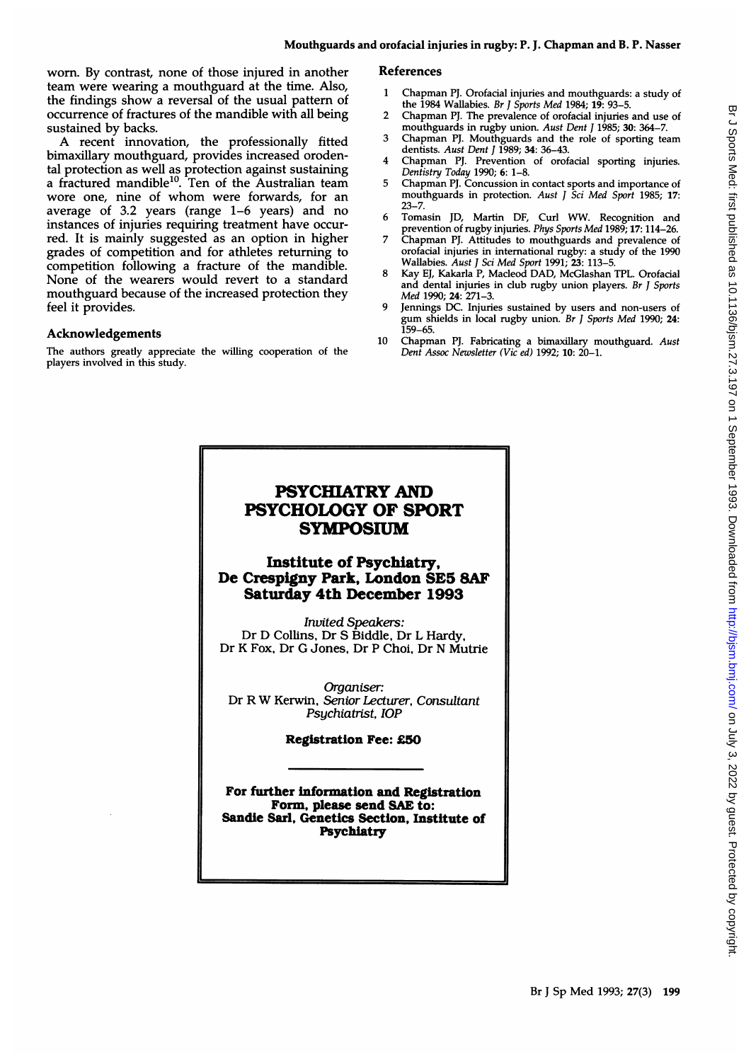worn. By contrast, none of those injured in another team were wearing a mouthguard at the time. Also, the findings show a reversal of the usual pattern of occurrence of fractures of the mandible with all being sustained by backs.

A recent innovation, the professionally fitted bimaxillary mouthguard, provides increased orodental protection as well as protection against sustaining a fractured mandible[10]. Ten of the Australian team wore one, nine of whom were forwards, for an average of 3.2 years (range 1–6 years) and no instances of injuries requiring treatment have occurred. It is mainly suggested as an option in higher grades of competition and for athletes returning to competition following a fracture of the mandible. None of the wearers would revert to a standard mouthguard because of the increased protection they feel it provides.

## Acknowledgements

The authors greatly appreciate the willing cooperation of the players involved in this study.

## References

1. Chapman PJ. Orofacial injuries and mouthguards: a study of the 1984 Wallabies. *Br J Sports Med* 1984; **19**: 93–5.
2. Chapman PJ. The prevalence of orofacial injuries and use of mouthguards in rugby union. *Aust Dent J* 1985; **30**: 364–7.
3. Chapman PJ. Mouthguards and the role of sporting team dentists. *Aust Dent J* 1989; **34**: 36–43.
4. Chapman PJ. Prevention of orofacial sporting injuries. *Dentistry Today* 1990; **6**: 1–8.
5. Chapman PJ. Concussion in contact sports and importance of mouthguards in protection. *Aust J Sci Med Sport* 1985; **17**: 23–7.
6. Tomasin JD, Martin DF, Curl WW. Recognition and prevention of rugby injuries. *Phys Sports Med* 1989; **17**: 114–26.
7. Chapman PJ. Attitudes to mouthguards and prevalence of orofacial injuries in international rugby: a study of the 1990 Wallabies. *Aust J Sci Med Sport* 1991; **23**: 113–5.
8. Kay EJ, Kakarla P, Macleod DAD, McGlashan TPL. Orofacial and dental injuries in club rugby union players. *Br J Sports Med* 1990; **24**: 271–3.
9. Jennings DC. Injuries sustained by users and non-users of gum shields in local rugby union. *Br J Sports Med* 1990; **24**: 159–65.
10. Chapman PJ. Fabricating a bimaxillary mouthguard. *Aust Dent Assoc Newsletter (Vic ed)* 1992; **10**: 20–1.

## PSYCHIATRY AND PSYCHOLOGY OF SPORT SYMPOSIUM

**Institute of Psychiatry,**
**De Crespigny Park, London SE5 8AF**
**Saturday 4th December 1993**

*Invited Speakers:*
Dr D Collins, Dr S Biddle, Dr L Hardy,
Dr K Fox, Dr G Jones, Dr P Choi, Dr N Mutrie

*Organiser:*
Dr R W Kerwin, *Senior Lecturer, Consultant Psychiatrist, IOP*

**Registration Fee: £50**

**For further information and Registration Form, please send SAE to:**
**Sandie Sari, Genetics Section, Institute of Psychiatry**